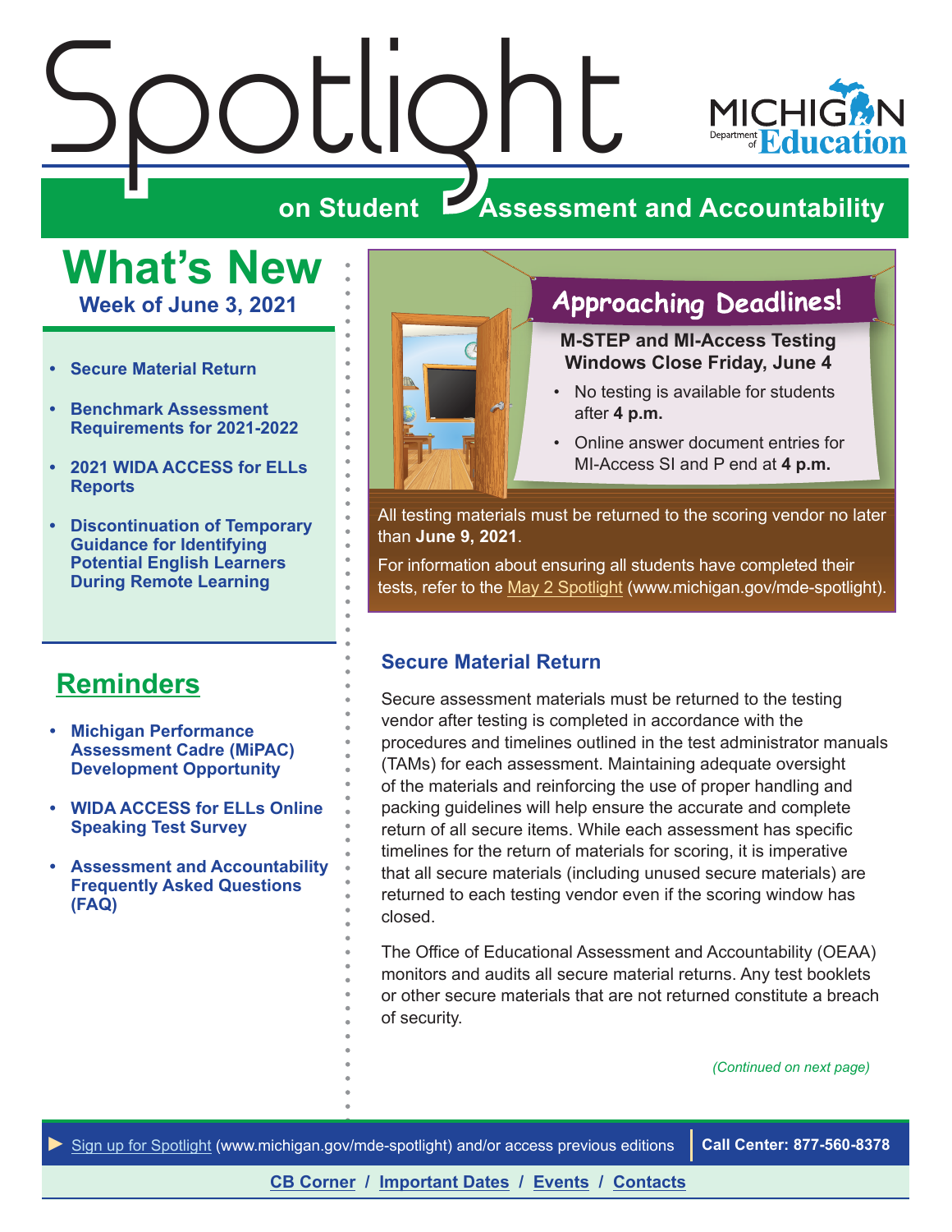# Spotlight on Student Assessment and Accountability

Michigan Department of Education

## What's New

**Week of June 3, 2021**

- Secure Material Return
- Benchmark Assessment Requirements for 2021-2022
- 2021 WIDA ACCESS for ELLs Reports
- Discontinuation of Temporary Guidance for Identifying Potential English Learners During Remote Learning

## Reminders

- Michigan Performance Assessment Cadre (MiPAC) Development Opportunity
- WIDA ACCESS for ELLs Online Speaking Test Survey
- Assessment and Accountability Frequently Asked Questions (FAQ)

## Approaching Deadlines!

**M-STEP and MI-Access Testing Windows Close Friday, June 4**

- No testing is available for students after **4 p.m.**
- Online answer document entries for MI-Access SI and P end at **4 p.m.**

All testing materials must be returned to the scoring vendor no later than **June 9, 2021**.

For information about ensuring all students have completed their tests, refer to the May 2 Spotlight (www.michigan.gov/mde-spotlight).

### Secure Material Return

Secure assessment materials must be returned to the testing vendor after testing is completed in accordance with the procedures and timelines outlined in the test administrator manuals (TAMs) for each assessment. Maintaining adequate oversight of the materials and reinforcing the use of proper handling and packing guidelines will help ensure the accurate and complete return of all secure items. While each assessment has specific timelines for the return of materials for scoring, it is imperative that all secure materials (including unused secure materials) are returned to each testing vendor even if the scoring window has closed.

The Office of Educational Assessment and Accountability (OEAA) monitors and audits all secure material returns. Any test booklets or other secure materials that are not returned constitute a breach of security.

*(Continued on next page)*

► Sign up for Spotlight (www.michigan.gov/mde-spotlight) and/or access previous editions | **Call Center: 877-560-8378**

**CB Corner / Important Dates / Events / Contacts**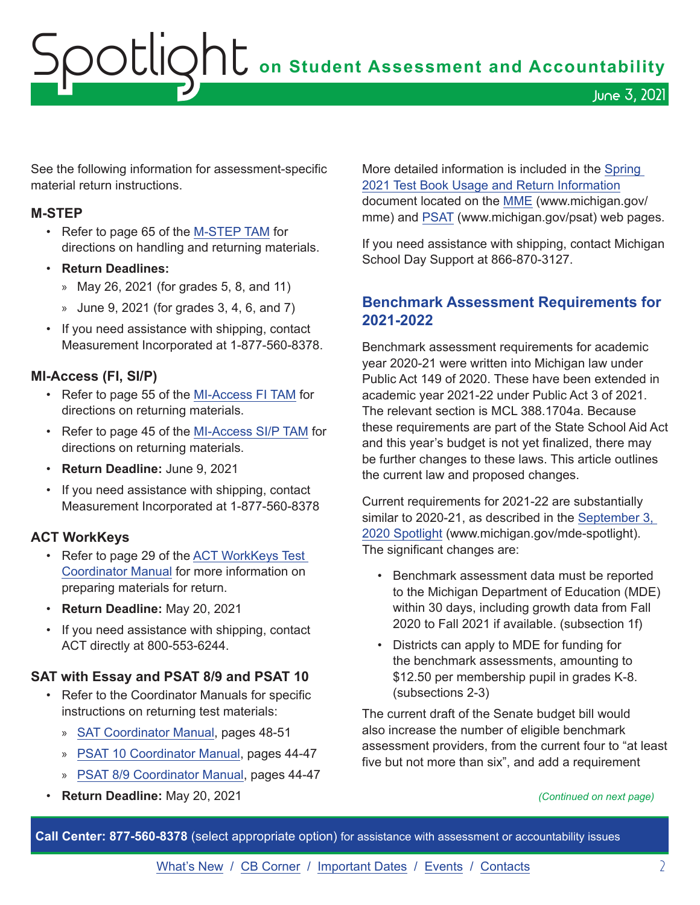See the following information for assessment-specific material return instructions.

### M-STEP

- Refer to page 65 of the M-STEP TAM for directions on handling and returning materials.
- **Return Deadlines:**
  - May 26, 2021 (for grades 5, 8, and 11)
  - June 9, 2021 (for grades 3, 4, 6, and 7)
- If you need assistance with shipping, contact Measurement Incorporated at 1-877-560-8378.

### MI-Access (FI, SI/P)

- Refer to page 55 of the MI-Access FI TAM for directions on returning materials.
- Refer to page 45 of the MI-Access SI/P TAM for directions on returning materials.
- **Return Deadline:** June 9, 2021
- If you need assistance with shipping, contact Measurement Incorporated at 1-877-560-8378

### ACT WorkKeys

- Refer to page 29 of the ACT WorkKeys Test Coordinator Manual for more information on preparing materials for return.
- **Return Deadline:** May 20, 2021
- If you need assistance with shipping, contact ACT directly at 800-553-6244.

### SAT with Essay and PSAT 8/9 and PSAT 10

- Refer to the Coordinator Manuals for specific instructions on returning test materials:
  - SAT Coordinator Manual, pages 48-51
  - PSAT 10 Coordinator Manual, pages 44-47
  - PSAT 8/9 Coordinator Manual, pages 44-47
- **Return Deadline:** May 20, 2021

More detailed information is included in the Spring 2021 Test Book Usage and Return Information document located on the MME (www.michigan.gov/mme) and PSAT (www.michigan.gov/psat) web pages.

If you need assistance with shipping, contact Michigan School Day Support at 866-870-3127.

## Benchmark Assessment Requirements for 2021-2022

Benchmark assessment requirements for academic year 2020-21 were written into Michigan law under Public Act 149 of 2020. These have been extended in academic year 2021-22 under Public Act 3 of 2021. The relevant section is MCL 388.1704a. Because these requirements are part of the State School Aid Act and this year's budget is not yet finalized, there may be further changes to these laws. This article outlines the current law and proposed changes.

Current requirements for 2021-22 are substantially similar to 2020-21, as described in the September 3, 2020 Spotlight (www.michigan.gov/mde-spotlight). The significant changes are:

- Benchmark assessment data must be reported to the Michigan Department of Education (MDE) within 30 days, including growth data from Fall 2020 to Fall 2021 if available. (subsection 1f)
- Districts can apply to MDE for funding for the benchmark assessments, amounting to $12.50 per membership pupil in grades K-8. (subsections 2-3)

The current draft of the Senate budget bill would also increase the number of eligible benchmark assessment providers, from the current four to "at least five but not more than six", and add a requirement

*(Continued on next page)*

**Call Center: 877-560-8378** (select appropriate option) for assistance with assessment or accountability issues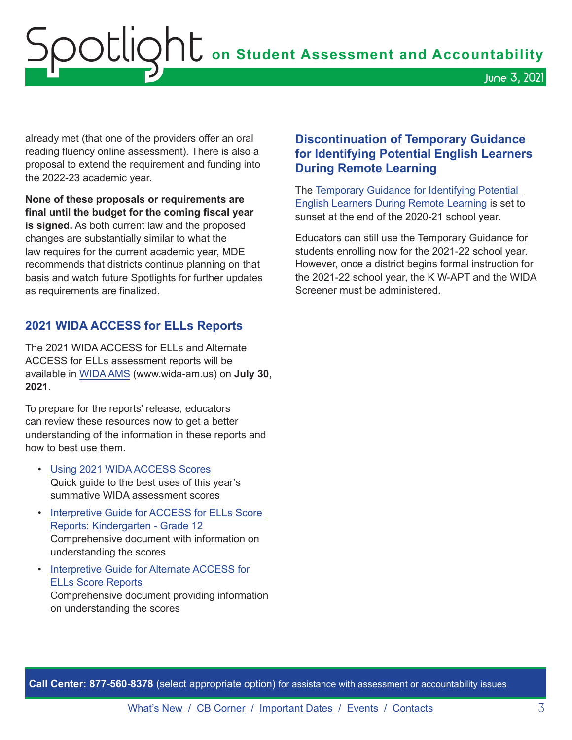already met (that one of the providers offer an oral reading fluency online assessment). There is also a proposal to extend the requirement and funding into the 2022-23 academic year.

**None of these proposals or requirements are final until the budget for the coming fiscal year is signed.** As both current law and the proposed changes are substantially similar to what the law requires for the current academic year, MDE recommends that districts continue planning on that basis and watch future Spotlights for further updates as requirements are finalized.

## 2021 WIDA ACCESS for ELLs Reports

The 2021 WIDA ACCESS for ELLs and Alternate ACCESS for ELLs assessment reports will be available in WIDA AMS (www.wida-am.us) on **July 30, 2021**.

To prepare for the reports' release, educators can review these resources now to get a better understanding of the information in these reports and how to best use them.

- Using 2021 WIDA ACCESS Scores
  Quick guide to the best uses of this year's summative WIDA assessment scores
- Interpretive Guide for ACCESS for ELLs Score Reports: Kindergarten - Grade 12
  Comprehensive document with information on understanding the scores
- Interpretive Guide for Alternate ACCESS for ELLs Score Reports
  Comprehensive document providing information on understanding the scores

## Discontinuation of Temporary Guidance for Identifying Potential English Learners During Remote Learning

The Temporary Guidance for Identifying Potential English Learners During Remote Learning is set to sunset at the end of the 2020-21 school year.

Educators can still use the Temporary Guidance for students enrolling now for the 2021-22 school year. However, once a district begins formal instruction for the 2021-22 school year, the K W-APT and the WIDA Screener must be administered.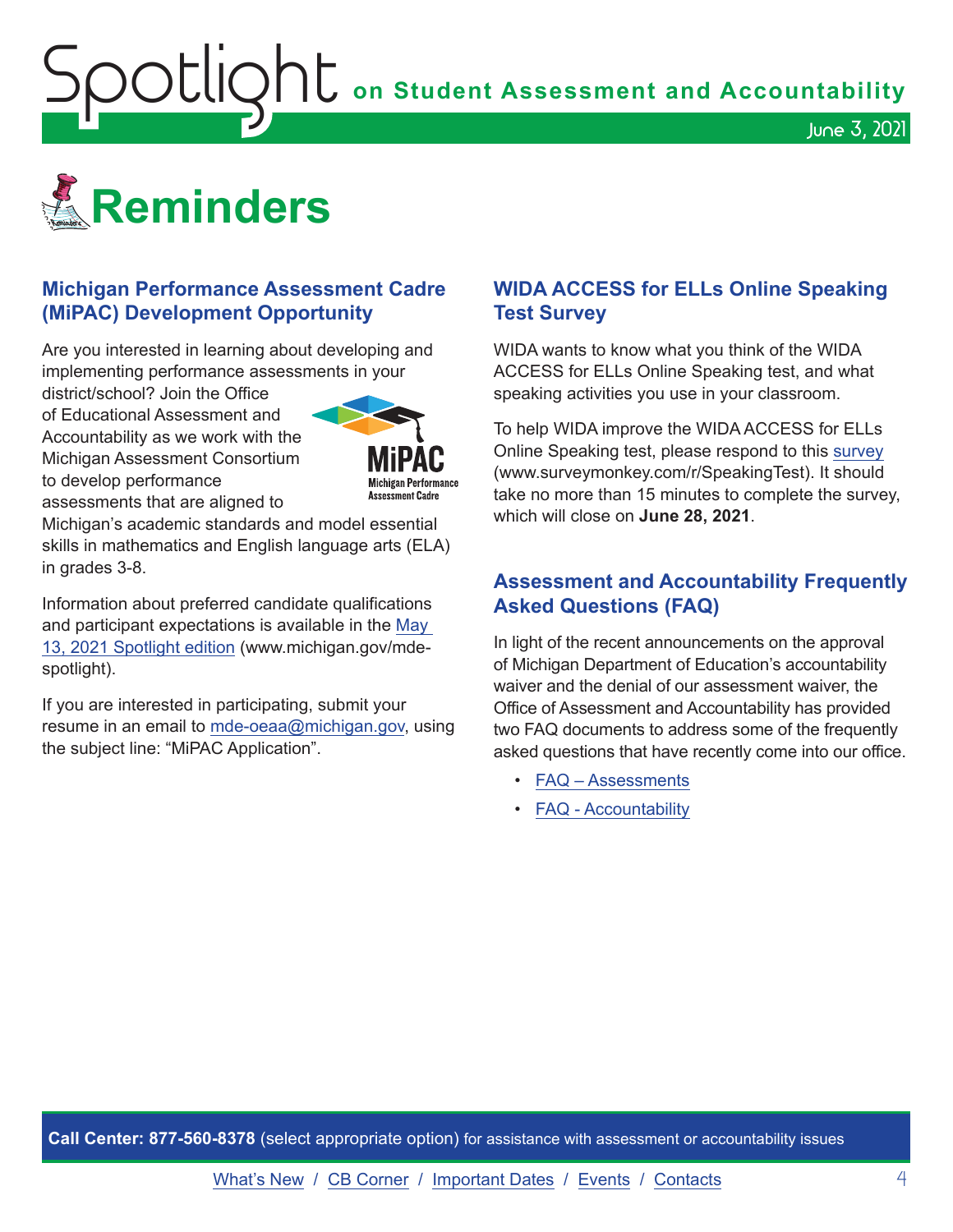# Reminders

## Michigan Performance Assessment Cadre (MiPAC) Development Opportunity

Are you interested in learning about developing and implementing performance assessments in your district/school? Join the Office of Educational Assessment and Accountability as we work with the Michigan Assessment Consortium to develop performance assessments that are aligned to Michigan's academic standards and model essential skills in mathematics and English language arts (ELA) in grades 3-8.

Information about preferred candidate qualifications and participant expectations is available in the May 13, 2021 Spotlight edition (www.michigan.gov/mde-spotlight).

If you are interested in participating, submit your resume in an email to mde-oeaa@michigan.gov, using the subject line: "MiPAC Application".

## WIDA ACCESS for ELLs Online Speaking Test Survey

WIDA wants to know what you think of the WIDA ACCESS for ELLs Online Speaking test, and what speaking activities you use in your classroom.

To help WIDA improve the WIDA ACCESS for ELLs Online Speaking test, please respond to this survey (www.surveymonkey.com/r/SpeakingTest). It should take no more than 15 minutes to complete the survey, which will close on **June 28, 2021**.

## Assessment and Accountability Frequently Asked Questions (FAQ)

In light of the recent announcements on the approval of Michigan Department of Education's accountability waiver and the denial of our assessment waiver, the Office of Assessment and Accountability has provided two FAQ documents to address some of the frequently asked questions that have recently come into our office.

- FAQ – Assessments
- FAQ - Accountability

**Call Center: 877-560-8378** (select appropriate option) for assistance with assessment or accountability issues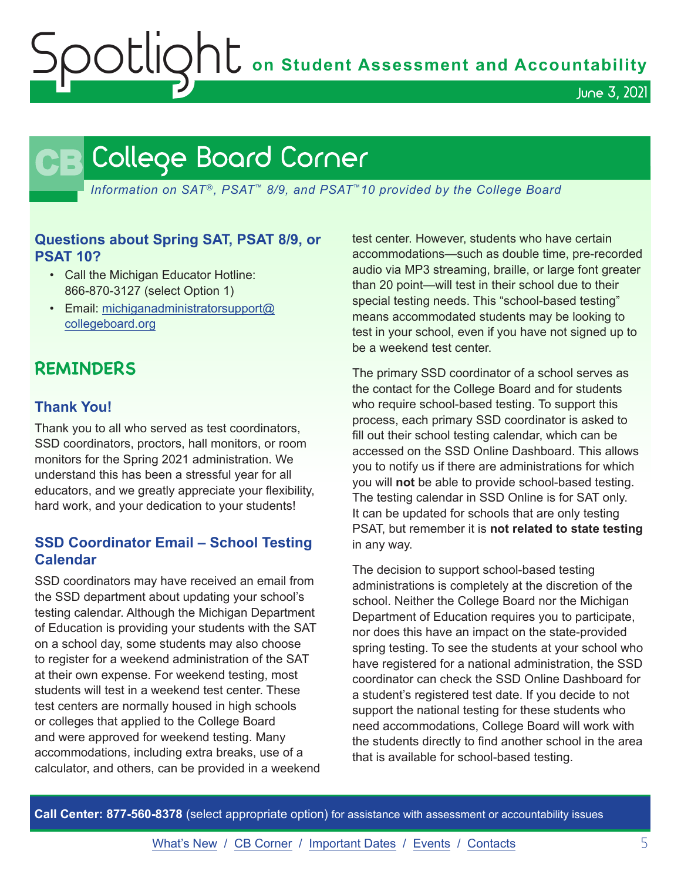# College Board Corner

*Information on SAT®, PSAT™ 8/9, and PSAT™10 provided by the College Board*

### Questions about Spring SAT, PSAT 8/9, or PSAT 10?

- Call the Michigan Educator Hotline: 866-870-3127 (select Option 1)
- Email: michiganadministratorsupport@collegeboard.org

## REMINDERS

### Thank You!

Thank you to all who served as test coordinators, SSD coordinators, proctors, hall monitors, or room monitors for the Spring 2021 administration. We understand this has been a stressful year for all educators, and we greatly appreciate your flexibility, hard work, and your dedication to your students!

### SSD Coordinator Email – School Testing Calendar

SSD coordinators may have received an email from the SSD department about updating your school's testing calendar. Although the Michigan Department of Education is providing your students with the SAT on a school day, some students may also choose to register for a weekend administration of the SAT at their own expense. For weekend testing, most students will test in a weekend test center. These test centers are normally housed in high schools or colleges that applied to the College Board and were approved for weekend testing. Many accommodations, including extra breaks, use of a calculator, and others, can be provided in a weekend test center. However, students who have certain accommodations—such as double time, pre-recorded audio via MP3 streaming, braille, or large font greater than 20 point—will test in their school due to their special testing needs. This "school-based testing" means accommodated students may be looking to test in your school, even if you have not signed up to be a weekend test center.

The primary SSD coordinator of a school serves as the contact for the College Board and for students who require school-based testing. To support this process, each primary SSD coordinator is asked to fill out their school testing calendar, which can be accessed on the SSD Online Dashboard. This allows you to notify us if there are administrations for which you will **not** be able to provide school-based testing. The testing calendar in SSD Online is for SAT only. It can be updated for schools that are only testing PSAT, but remember it is **not related to state testing** in any way.

The decision to support school-based testing administrations is completely at the discretion of the school. Neither the College Board nor the Michigan Department of Education requires you to participate, nor does this have an impact on the state-provided spring testing. To see the students at your school who have registered for a national administration, the SSD coordinator can check the SSD Online Dashboard for a student's registered test date. If you decide to not support the national testing for these students who need accommodations, College Board will work with the students directly to find another school in the area that is available for school-based testing.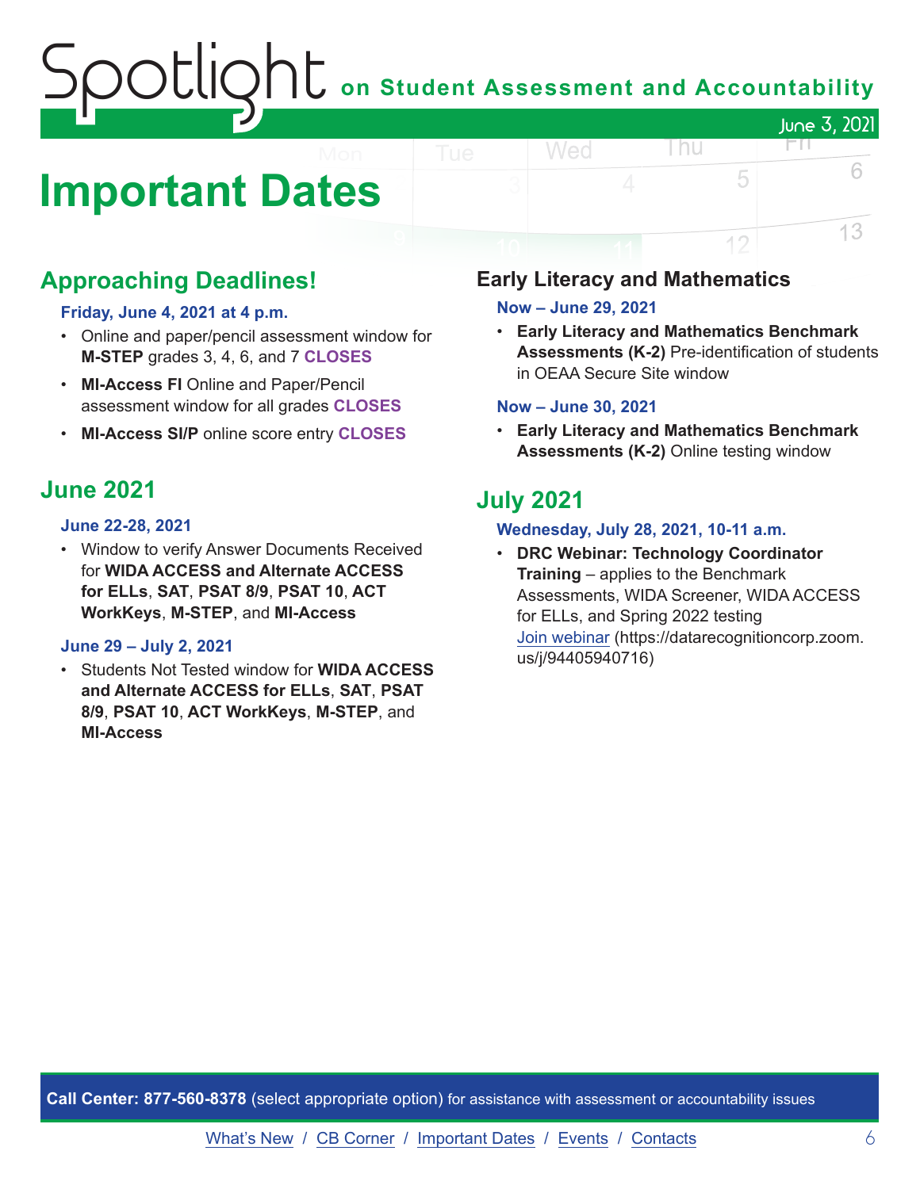# Important Dates

## Approaching Deadlines!

**Friday, June 4, 2021 at 4 p.m.**

- Online and paper/pencil assessment window for **M-STEP** grades 3, 4, 6, and 7 **CLOSES**
- **MI-Access FI** Online and Paper/Pencil assessment window for all grades **CLOSES**
- **MI-Access SI/P** online score entry **CLOSES**

## June 2021

**June 22-28, 2021**

- Window to verify Answer Documents Received for **WIDA ACCESS and Alternate ACCESS for ELLs**, **SAT**, **PSAT 8/9**, **PSAT 10**, **ACT WorkKeys**, **M-STEP**, and **MI-Access**

**June 29 – July 2, 2021**

- Students Not Tested window for **WIDA ACCESS and Alternate ACCESS for ELLs**, **SAT**, **PSAT 8/9**, **PSAT 10**, **ACT WorkKeys**, **M-STEP**, and **MI-Access**

### Early Literacy and Mathematics

**Now – June 29, 2021**

- **Early Literacy and Mathematics Benchmark Assessments (K-2)** Pre-identification of students in OEAA Secure Site window

**Now – June 30, 2021**

- **Early Literacy and Mathematics Benchmark Assessments (K-2)** Online testing window

## July 2021

**Wednesday, July 28, 2021, 10-11 a.m.**

- **DRC Webinar: Technology Coordinator Training** – applies to the Benchmark Assessments, WIDA Screener, WIDA ACCESS for ELLs, and Spring 2022 testing
  [Join webinar](https://datarecognitioncorp.zoom.us/j/94405940716) (https://datarecognitioncorp.zoom.us/j/94405940716)

**Call Center: 877-560-8378** (select appropriate option) for assistance with assessment or accountability issues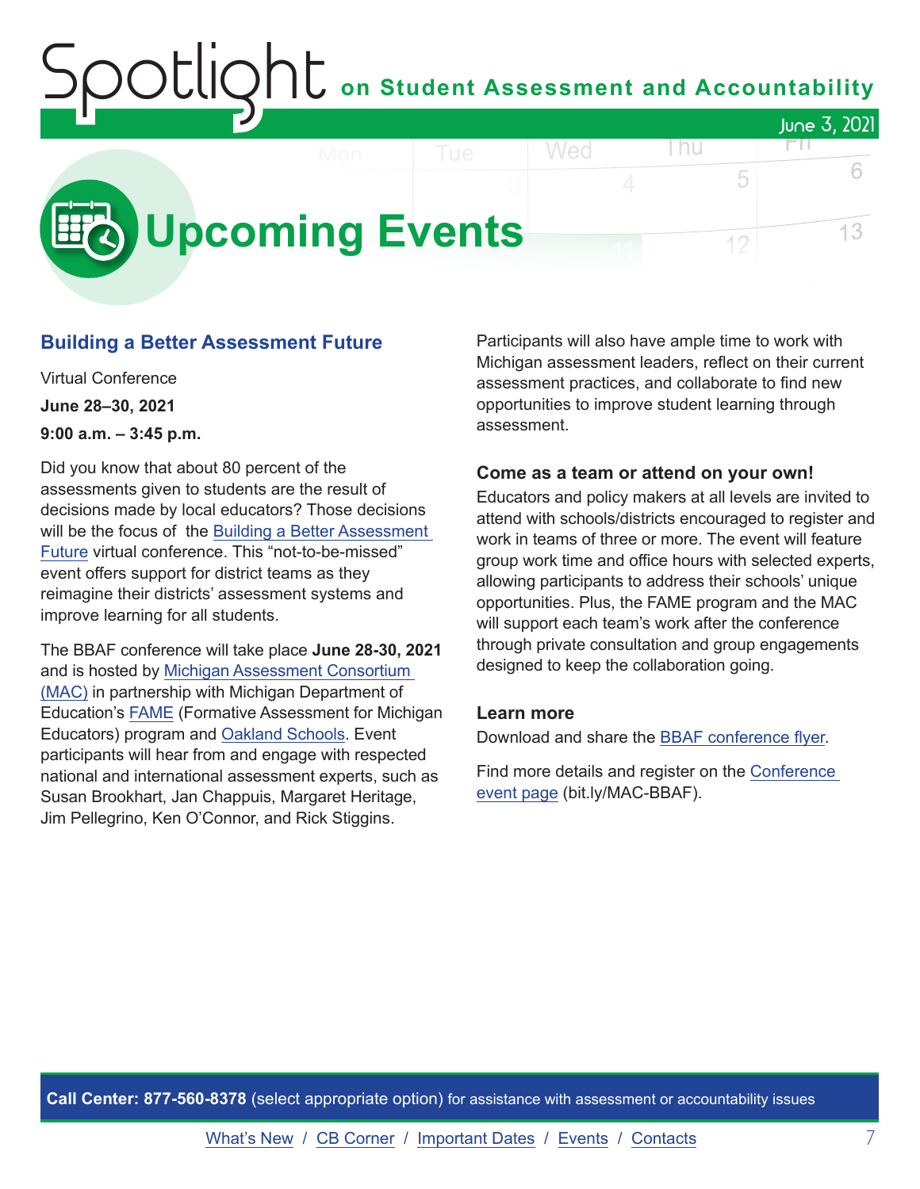# Upcoming Events

## Building a Better Assessment Future

Virtual Conference

**June 28–30, 2021**

**9:00 a.m. – 3:45 p.m.**

Did you know that about 80 percent of the assessments given to students are the result of decisions made by local educators? Those decisions will be the focus of the Building a Better Assessment Future virtual conference. This "not-to-be-missed" event offers support for district teams as they reimagine their districts' assessment systems and improve learning for all students.

The BBAF conference will take place **June 28-30, 2021** and is hosted by Michigan Assessment Consortium (MAC) in partnership with Michigan Department of Education's FAME (Formative Assessment for Michigan Educators) program and Oakland Schools. Event participants will hear from and engage with respected national and international assessment experts, such as Susan Brookhart, Jan Chappuis, Margaret Heritage, Jim Pellegrino, Ken O'Connor, and Rick Stiggins.

Participants will also have ample time to work with Michigan assessment leaders, reflect on their current assessment practices, and collaborate to find new opportunities to improve student learning through assessment.

### Come as a team or attend on your own!

Educators and policy makers at all levels are invited to attend with schools/districts encouraged to register and work in teams of three or more. The event will feature group work time and office hours with selected experts, allowing participants to address their schools' unique opportunities. Plus, the FAME program and the MAC will support each team's work after the conference through private consultation and group engagements designed to keep the collaboration going.

### Learn more

Download and share the BBAF conference flyer.

Find more details and register on the Conference event page (bit.ly/MAC-BBAF).

**Call Center: 877-560-8378** (select appropriate option) for assistance with assessment or accountability issues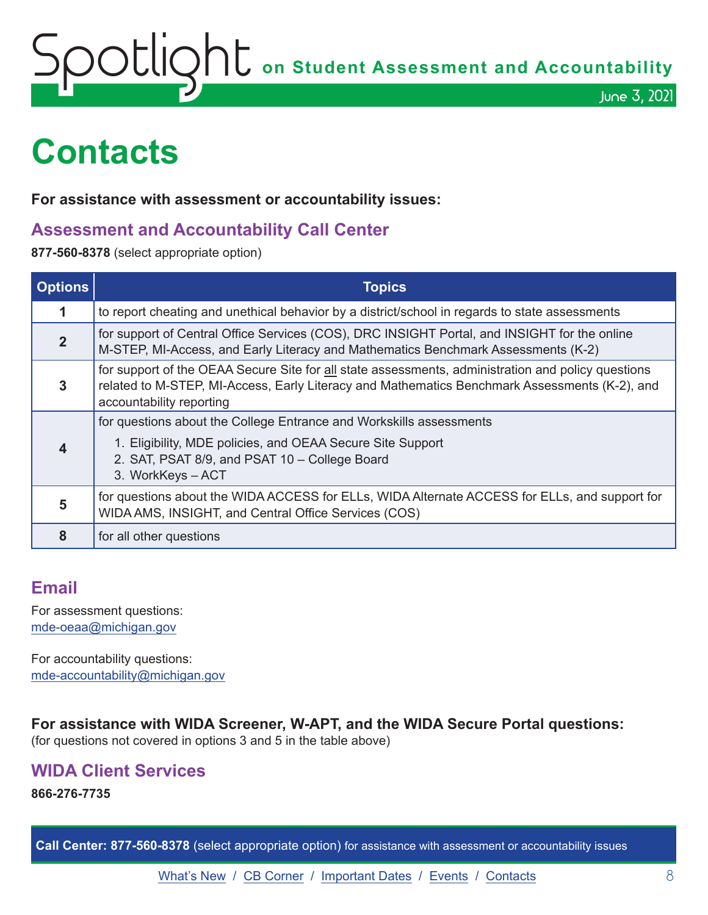# Contacts

**For assistance with assessment or accountability issues:**

## Assessment and Accountability Call Center

**877-560-8378** (select appropriate option)

| Options | Topics |
|---|---|
| **1** | to report cheating and unethical behavior by a district/school in regards to state assessments |
| **2** | for support of Central Office Services (COS), DRC INSIGHT Portal, and INSIGHT for the online M-STEP, MI-Access, and Early Literacy and Mathematics Benchmark Assessments (K-2) |
| **3** | for support of the OEAA Secure Site for all state assessments, administration and policy questions related to M-STEP, MI-Access, Early Literacy and Mathematics Benchmark Assessments (K-2), and accountability reporting |
| **4** | for questions about the College Entrance and Workskills assessments<br>1. Eligibility, MDE policies, and OEAA Secure Site Support<br>2. SAT, PSAT 8/9, and PSAT 10 – College Board<br>3. WorkKeys – ACT |
| **5** | for questions about the WIDA ACCESS for ELLs, WIDA Alternate ACCESS for ELLs, and support for WIDA AMS, INSIGHT, and Central Office Services (COS) |
| **8** | for all other questions |

## Email

For assessment questions:
mde-oeaa@michigan.gov

For accountability questions:
mde-accountability@michigan.gov

**For assistance with WIDA Screener, W-APT, and the WIDA Secure Portal questions:**
(for questions not covered in options 3 and 5 in the table above)

## WIDA Client Services

**866-276-7735**

**Call Center: 877-560-8378** (select appropriate option) for assistance with assessment or accountability issues

What's New / CB Corner / Important Dates / Events / Contacts